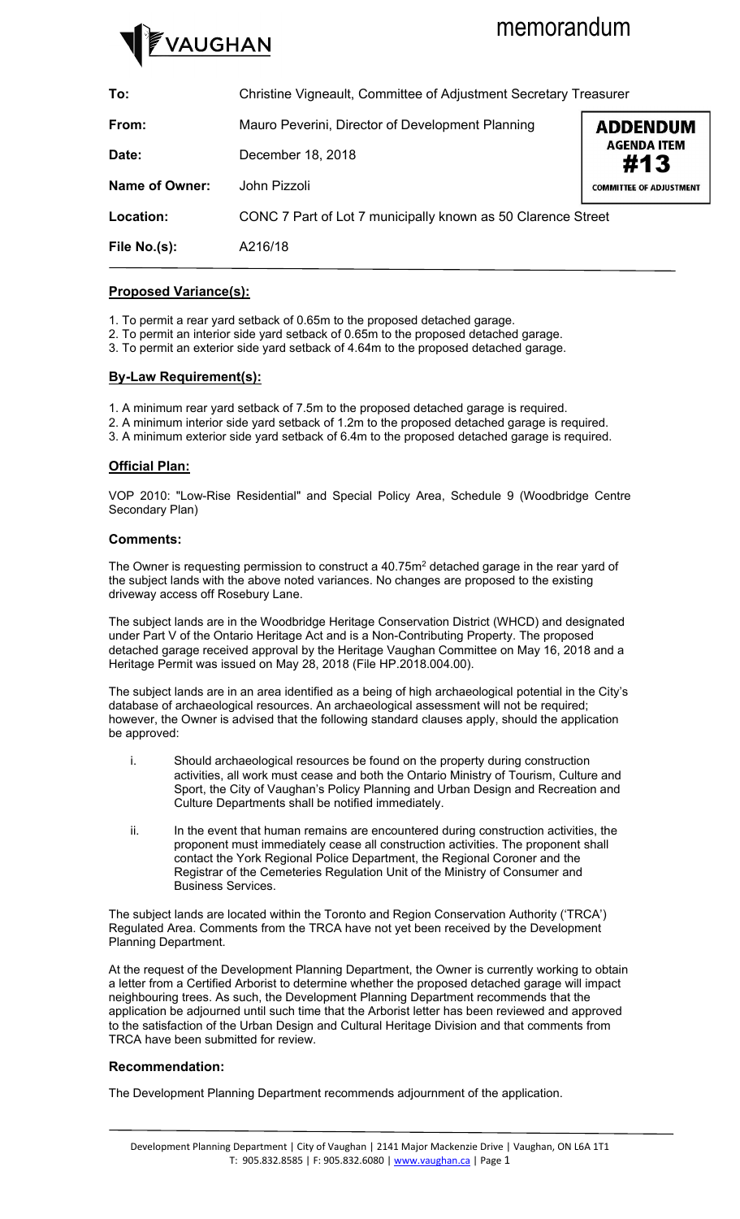VAUGHAN

# memorandum

| | |
|---|---|
| **To:** | Christine Vigneault, Committee of Adjustment Secretary Treasurer |
| **From:** | Mauro Peverini, Director of Development Planning |
| **Date:** | December 18, 2018 |
| **Name of Owner:** | John Pizzoli |
| **Location:** | CONC 7 Part of Lot 7 municipally known as 50 Clarence Street |
| **File No.(s):** | A216/18 |

**ADDENDUM**
**AGENDA ITEM #13**
**COMMITTEE OF ADJUSTMENT**

## Proposed Variance(s):

1. To permit a rear yard setback of 0.65m to the proposed detached garage.
2. To permit an interior side yard setback of 0.65m to the proposed detached garage.
3. To permit an exterior side yard setback of 4.64m to the proposed detached garage.

## By-Law Requirement(s):

1. A minimum rear yard setback of 7.5m to the proposed detached garage is required.
2. A minimum interior side yard setback of 1.2m to the proposed detached garage is required.
3. A minimum exterior side yard setback of 6.4m to the proposed detached garage is required.

## Official Plan:

VOP 2010: "Low-Rise Residential" and Special Policy Area, Schedule 9 (Woodbridge Centre Secondary Plan)

## Comments:

The Owner is requesting permission to construct a 40.75m$^2$ detached garage in the rear yard of the subject lands with the above noted variances. No changes are proposed to the existing driveway access off Rosebury Lane.

The subject lands are in the Woodbridge Heritage Conservation District (WHCD) and designated under Part V of the Ontario Heritage Act and is a Non-Contributing Property. The proposed detached garage received approval by the Heritage Vaughan Committee on May 16, 2018 and a Heritage Permit was issued on May 28, 2018 (File HP.2018.004.00).

The subject lands are in an area identified as a being of high archaeological potential in the City's database of archaeological resources. An archaeological assessment will not be required; however, the Owner is advised that the following standard clauses apply, should the application be approved:

i. Should archaeological resources be found on the property during construction activities, all work must cease and both the Ontario Ministry of Tourism, Culture and Sport, the City of Vaughan's Policy Planning and Urban Design and Recreation and Culture Departments shall be notified immediately.

ii. In the event that human remains are encountered during construction activities, the proponent must immediately cease all construction activities. The proponent shall contact the York Regional Police Department, the Regional Coroner and the Registrar of the Cemeteries Regulation Unit of the Ministry of Consumer and Business Services.

The subject lands are located within the Toronto and Region Conservation Authority ('TRCA') Regulated Area. Comments from the TRCA have not yet been received by the Development Planning Department.

At the request of the Development Planning Department, the Owner is currently working to obtain a letter from a Certified Arborist to determine whether the proposed detached garage will impact neighbouring trees. As such, the Development Planning Department recommends that the application be adjourned until such time that the Arborist letter has been reviewed and approved to the satisfaction of the Urban Design and Cultural Heritage Division and that comments from TRCA have been submitted for review.

## Recommendation:

The Development Planning Department recommends adjournment of the application.

Development Planning Department | City of Vaughan | 2141 Major Mackenzie Drive | Vaughan, ON L6A 1T1
T: 905.832.8585 | F: 905.832.6080 | www.vaughan.ca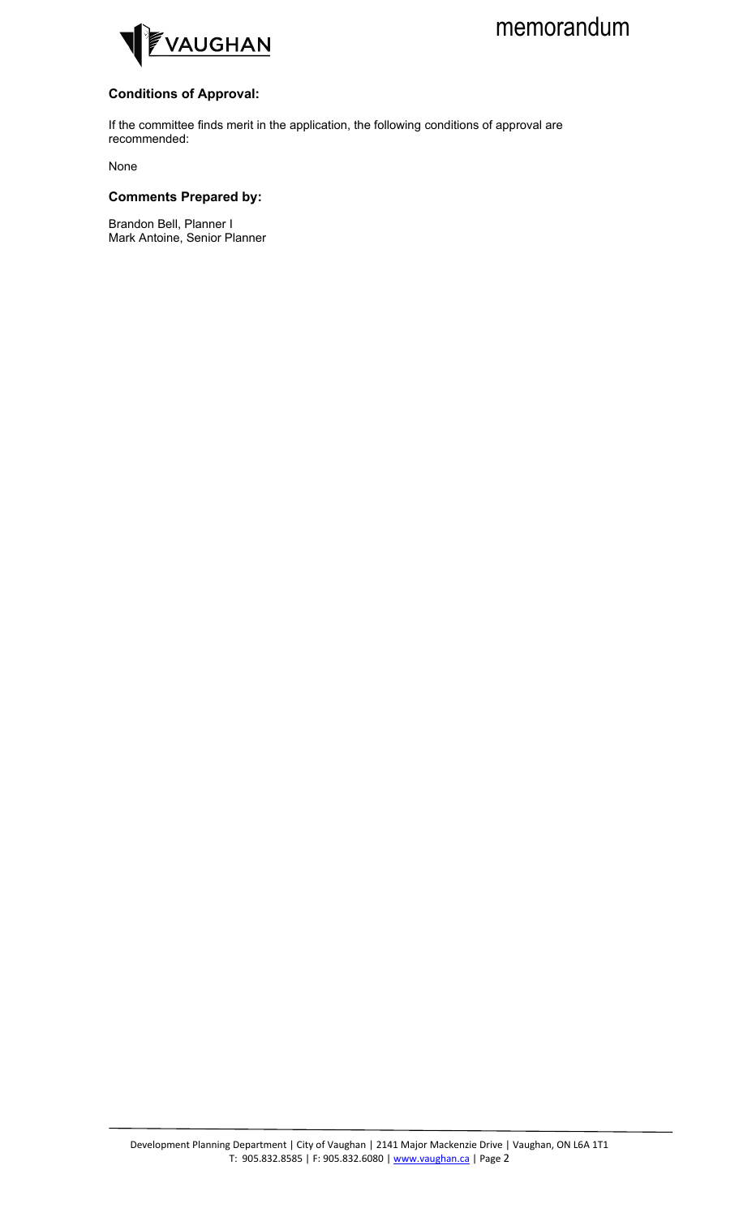### Conditions of Approval:

If the committee finds merit in the application, the following conditions of approval are recommended:

None

### Comments Prepared by:

Brandon Bell, Planner I
Mark Antoine, Senior Planner